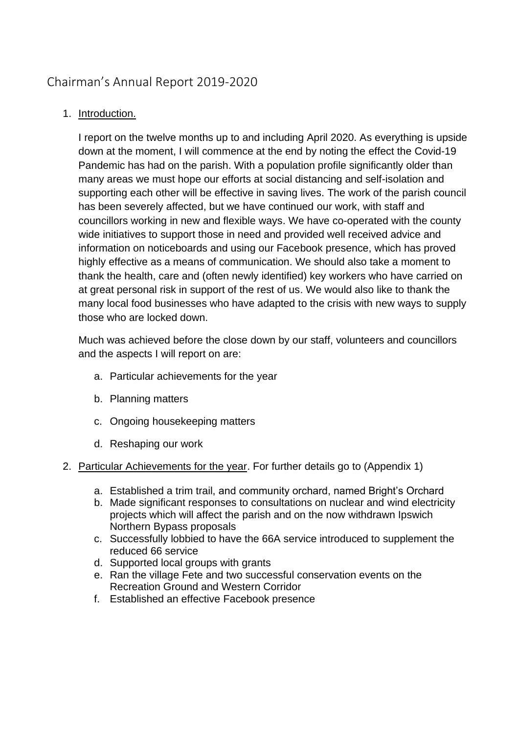# Chairman's Annual Report 2019-2020

1. Introduction.

   I report on the twelve months up to and including April 2020. As everything is upside down at the moment, I will commence at the end by noting the effect the Covid-19 Pandemic has had on the parish. With a population profile significantly older than many areas we must hope our efforts at social distancing and self-isolation and supporting each other will be effective in saving lives. The work of the parish council has been severely affected, but we have continued our work, with staff and councillors working in new and flexible ways. We have co-operated with the county wide initiatives to support those in need and provided well received advice and information on noticeboards and using our Facebook presence, which has proved highly effective as a means of communication. We should also take a moment to thank the health, care and (often newly identified) key workers who have carried on at great personal risk in support of the rest of us. We would also like to thank the many local food businesses who have adapted to the crisis with new ways to supply those who are locked down.

   Much was achieved before the close down by our staff, volunteers and councillors and the aspects I will report on are:

   a. Particular achievements for the year

   b. Planning matters

   c. Ongoing housekeeping matters

   d. Reshaping our work

2. Particular Achievements for the year. For further details go to (Appendix 1)

   a. Established a trim trail, and community orchard, named Bright's Orchard
   b. Made significant responses to consultations on nuclear and wind electricity projects which will affect the parish and on the now withdrawn Ipswich Northern Bypass proposals
   c. Successfully lobbied to have the 66A service introduced to supplement the reduced 66 service
   d. Supported local groups with grants
   e. Ran the village Fete and two successful conservation events on the Recreation Ground and Western Corridor
   f. Established an effective Facebook presence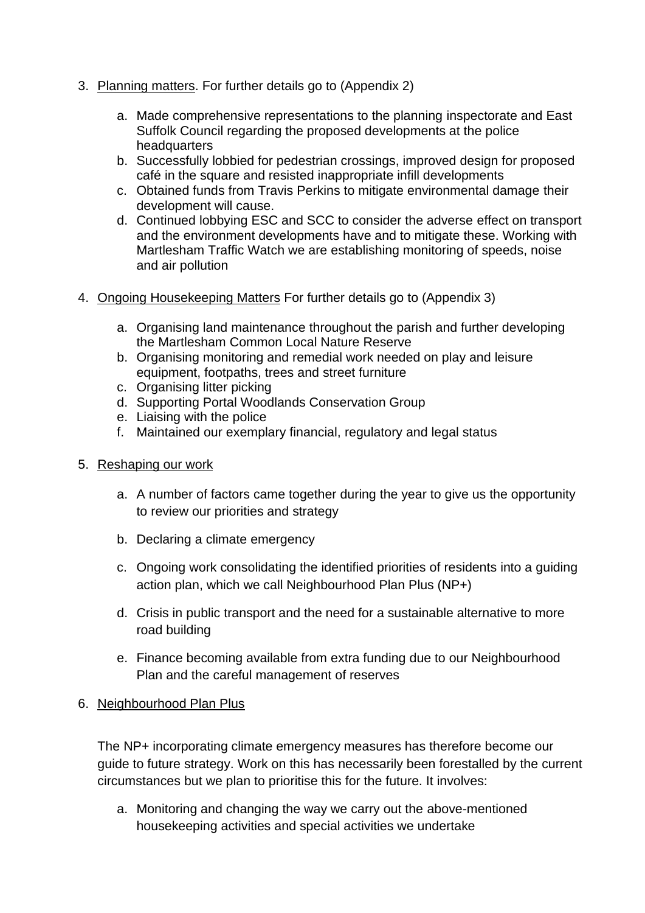3. Planning matters. For further details go to (Appendix 2)

    a. Made comprehensive representations to the planning inspectorate and East Suffolk Council regarding the proposed developments at the police headquarters
    b. Successfully lobbied for pedestrian crossings, improved design for proposed café in the square and resisted inappropriate infill developments
    c. Obtained funds from Travis Perkins to mitigate environmental damage their development will cause.
    d. Continued lobbying ESC and SCC to consider the adverse effect on transport and the environment developments have and to mitigate these. Working with Martlesham Traffic Watch we are establishing monitoring of speeds, noise and air pollution

4. Ongoing Housekeeping Matters For further details go to (Appendix 3)

    a. Organising land maintenance throughout the parish and further developing the Martlesham Common Local Nature Reserve
    b. Organising monitoring and remedial work needed on play and leisure equipment, footpaths, trees and street furniture
    c. Organising litter picking
    d. Supporting Portal Woodlands Conservation Group
    e. Liaising with the police
    f. Maintained our exemplary financial, regulatory and legal status

5. Reshaping our work

    a. A number of factors came together during the year to give us the opportunity to review our priorities and strategy

    b. Declaring a climate emergency

    c. Ongoing work consolidating the identified priorities of residents into a guiding action plan, which we call Neighbourhood Plan Plus (NP+)

    d. Crisis in public transport and the need for a sustainable alternative to more road building

    e. Finance becoming available from extra funding due to our Neighbourhood Plan and the careful management of reserves

6. Neighbourhood Plan Plus

    The NP+ incorporating climate emergency measures has therefore become our guide to future strategy. Work on this has necessarily been forestalled by the current circumstances but we plan to prioritise this for the future. It involves:

    a. Monitoring and changing the way we carry out the above-mentioned housekeeping activities and special activities we undertake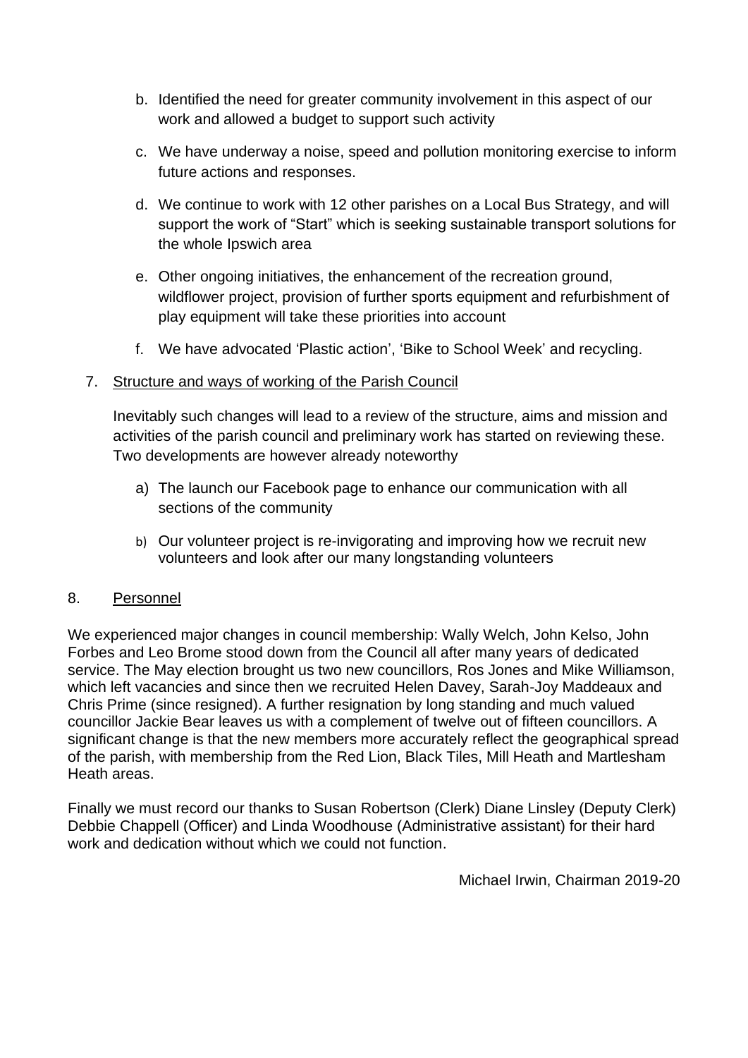b. Identified the need for greater community involvement in this aspect of our work and allowed a budget to support such activity

c. We have underway a noise, speed and pollution monitoring exercise to inform future actions and responses.

d. We continue to work with 12 other parishes on a Local Bus Strategy, and will support the work of "Start" which is seeking sustainable transport solutions for the whole Ipswich area

e. Other ongoing initiatives, the enhancement of the recreation ground, wildflower project, provision of further sports equipment and refurbishment of play equipment will take these priorities into account

f. We have advocated 'Plastic action', 'Bike to School Week' and recycling.

7. Structure and ways of working of the Parish Council

Inevitably such changes will lead to a review of the structure, aims and mission and activities of the parish council and preliminary work has started on reviewing these. Two developments are however already noteworthy

a) The launch our Facebook page to enhance our communication with all sections of the community

b) Our volunteer project is re-invigorating and improving how we recruit new volunteers and look after our many longstanding volunteers

8. Personnel

We experienced major changes in council membership: Wally Welch, John Kelso, John Forbes and Leo Brome stood down from the Council all after many years of dedicated service. The May election brought us two new councillors, Ros Jones and Mike Williamson, which left vacancies and since then we recruited Helen Davey, Sarah-Joy Maddeaux and Chris Prime (since resigned). A further resignation by long standing and much valued councillor Jackie Bear leaves us with a complement of twelve out of fifteen councillors. A significant change is that the new members more accurately reflect the geographical spread of the parish, with membership from the Red Lion, Black Tiles, Mill Heath and Martlesham Heath areas.

Finally we must record our thanks to Susan Robertson (Clerk) Diane Linsley (Deputy Clerk) Debbie Chappell (Officer) and Linda Woodhouse (Administrative assistant) for their hard work and dedication without which we could not function.

Michael Irwin, Chairman 2019-20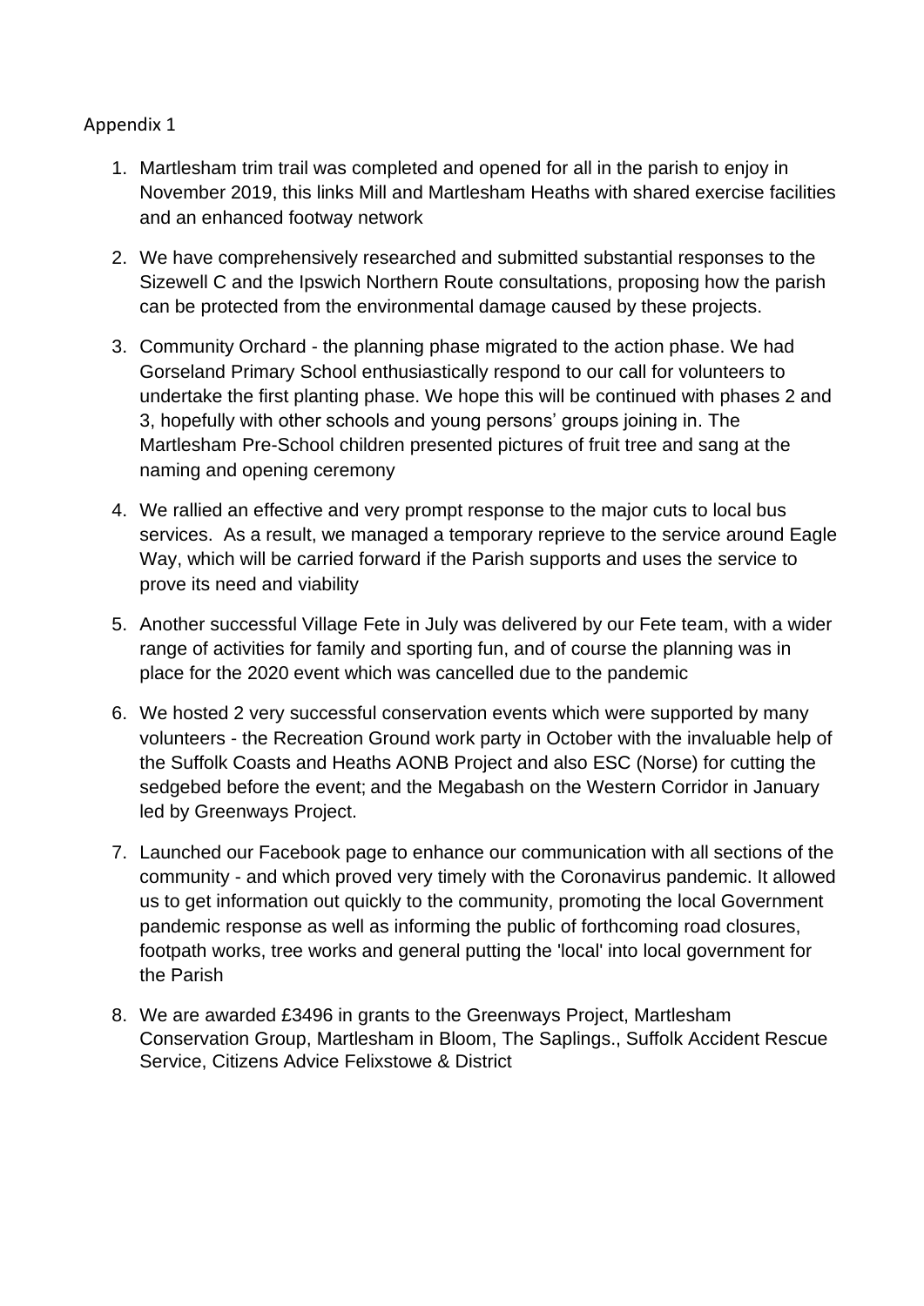Appendix 1

1. Martlesham trim trail was completed and opened for all in the parish to enjoy in November 2019, this links Mill and Martlesham Heaths with shared exercise facilities and an enhanced footway network
2. We have comprehensively researched and submitted substantial responses to the Sizewell C and the Ipswich Northern Route consultations, proposing how the parish can be protected from the environmental damage caused by these projects.
3. Community Orchard - the planning phase migrated to the action phase. We had Gorseland Primary School enthusiastically respond to our call for volunteers to undertake the first planting phase. We hope this will be continued with phases 2 and 3, hopefully with other schools and young persons' groups joining in. The Martlesham Pre-School children presented pictures of fruit tree and sang at the naming and opening ceremony
4. We rallied an effective and very prompt response to the major cuts to local bus services. As a result, we managed a temporary reprieve to the service around Eagle Way, which will be carried forward if the Parish supports and uses the service to prove its need and viability
5. Another successful Village Fete in July was delivered by our Fete team, with a wider range of activities for family and sporting fun, and of course the planning was in place for the 2020 event which was cancelled due to the pandemic
6. We hosted 2 very successful conservation events which were supported by many volunteers - the Recreation Ground work party in October with the invaluable help of the Suffolk Coasts and Heaths AONB Project and also ESC (Norse) for cutting the sedgebed before the event; and the Megabash on the Western Corridor in January led by Greenways Project.
7. Launched our Facebook page to enhance our communication with all sections of the community - and which proved very timely with the Coronavirus pandemic. It allowed us to get information out quickly to the community, promoting the local Government pandemic response as well as informing the public of forthcoming road closures, footpath works, tree works and general putting the 'local' into local government for the Parish
8. We are awarded £3496 in grants to the Greenways Project, Martlesham Conservation Group, Martlesham in Bloom, The Saplings., Suffolk Accident Rescue Service, Citizens Advice Felixstowe & District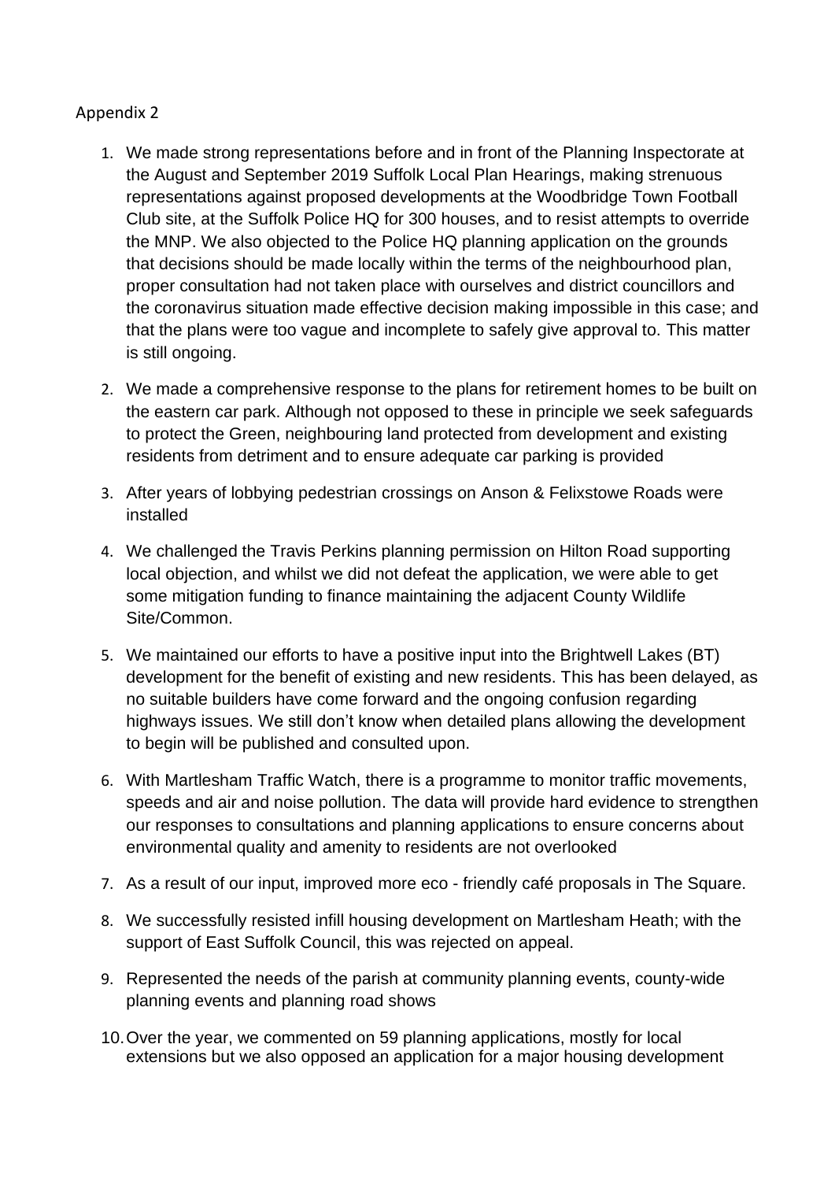Appendix 2

1. We made strong representations before and in front of the Planning Inspectorate at the August and September 2019 Suffolk Local Plan Hearings, making strenuous representations against proposed developments at the Woodbridge Town Football Club site, at the Suffolk Police HQ for 300 houses, and to resist attempts to override the MNP. We also objected to the Police HQ planning application on the grounds that decisions should be made locally within the terms of the neighbourhood plan, proper consultation had not taken place with ourselves and district councillors and the coronavirus situation made effective decision making impossible in this case; and that the plans were too vague and incomplete to safely give approval to. This matter is still ongoing.
2. We made a comprehensive response to the plans for retirement homes to be built on the eastern car park. Although not opposed to these in principle we seek safeguards to protect the Green, neighbouring land protected from development and existing residents from detriment and to ensure adequate car parking is provided
3. After years of lobbying pedestrian crossings on Anson & Felixstowe Roads were installed
4. We challenged the Travis Perkins planning permission on Hilton Road supporting local objection, and whilst we did not defeat the application, we were able to get some mitigation funding to finance maintaining the adjacent County Wildlife Site/Common.
5. We maintained our efforts to have a positive input into the Brightwell Lakes (BT) development for the benefit of existing and new residents. This has been delayed, as no suitable builders have come forward and the ongoing confusion regarding highways issues. We still don't know when detailed plans allowing the development to begin will be published and consulted upon.
6. With Martlesham Traffic Watch, there is a programme to monitor traffic movements, speeds and air and noise pollution. The data will provide hard evidence to strengthen our responses to consultations and planning applications to ensure concerns about environmental quality and amenity to residents are not overlooked
7. As a result of our input, improved more eco - friendly café proposals in The Square.
8. We successfully resisted infill housing development on Martlesham Heath; with the support of East Suffolk Council, this was rejected on appeal.
9. Represented the needs of the parish at community planning events, county-wide planning events and planning road shows
10. Over the year, we commented on 59 planning applications, mostly for local extensions but we also opposed an application for a major housing development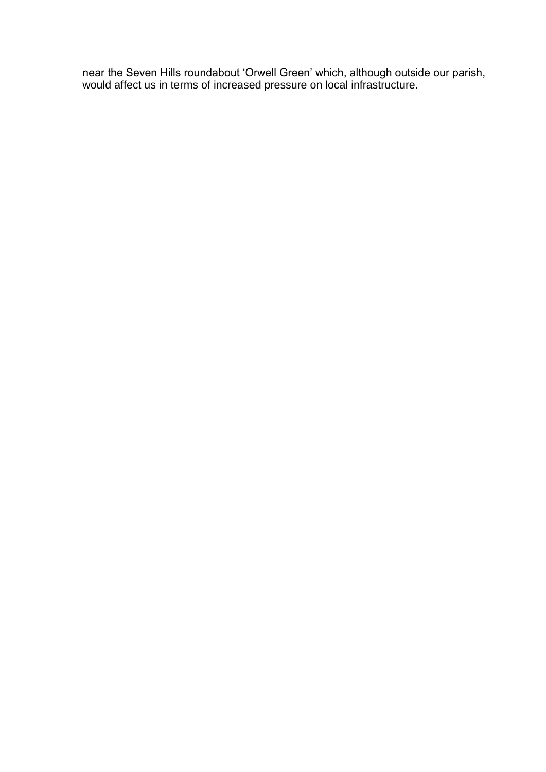near the Seven Hills roundabout 'Orwell Green' which, although outside our parish, would affect us in terms of increased pressure on local infrastructure.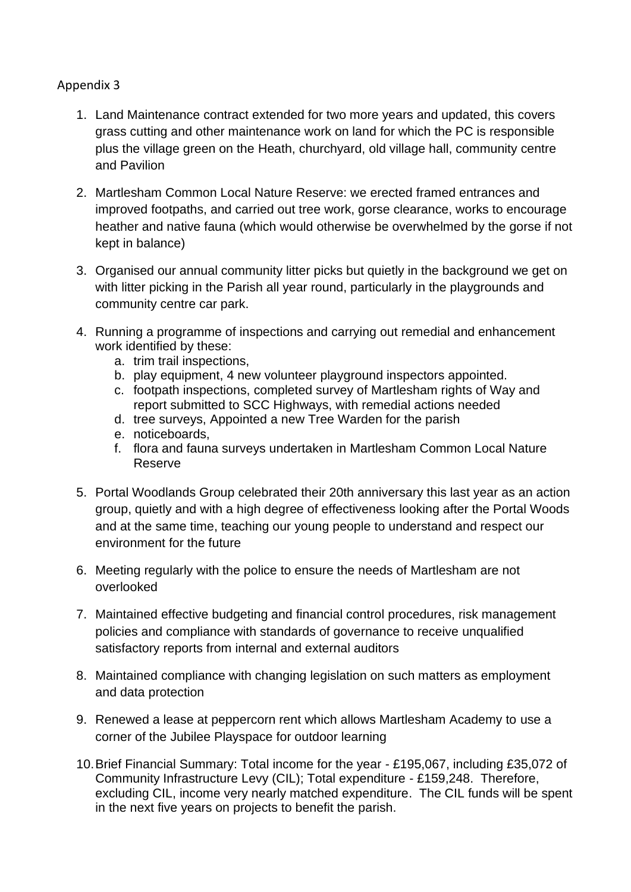Appendix 3

1. Land Maintenance contract extended for two more years and updated, this covers grass cutting and other maintenance work on land for which the PC is responsible plus the village green on the Heath, churchyard, old village hall, community centre and Pavilion

2. Martlesham Common Local Nature Reserve: we erected framed entrances and improved footpaths, and carried out tree work, gorse clearance, works to encourage heather and native fauna (which would otherwise be overwhelmed by the gorse if not kept in balance)

3. Organised our annual community litter picks but quietly in the background we get on with litter picking in the Parish all year round, particularly in the playgrounds and community centre car park.

4. Running a programme of inspections and carrying out remedial and enhancement work identified by these:
   a. trim trail inspections,
   b. play equipment, 4 new volunteer playground inspectors appointed.
   c. footpath inspections, completed survey of Martlesham rights of Way and report submitted to SCC Highways, with remedial actions needed
   d. tree surveys, Appointed a new Tree Warden for the parish
   e. noticeboards,
   f. flora and fauna surveys undertaken in Martlesham Common Local Nature Reserve

5. Portal Woodlands Group celebrated their 20th anniversary this last year as an action group, quietly and with a high degree of effectiveness looking after the Portal Woods and at the same time, teaching our young people to understand and respect our environment for the future

6. Meeting regularly with the police to ensure the needs of Martlesham are not overlooked

7. Maintained effective budgeting and financial control procedures, risk management policies and compliance with standards of governance to receive unqualified satisfactory reports from internal and external auditors

8. Maintained compliance with changing legislation on such matters as employment and data protection

9. Renewed a lease at peppercorn rent which allows Martlesham Academy to use a corner of the Jubilee Playspace for outdoor learning

10. Brief Financial Summary: Total income for the year - £195,067, including £35,072 of Community Infrastructure Levy (CIL); Total expenditure - £159,248. Therefore, excluding CIL, income very nearly matched expenditure. The CIL funds will be spent in the next five years on projects to benefit the parish.